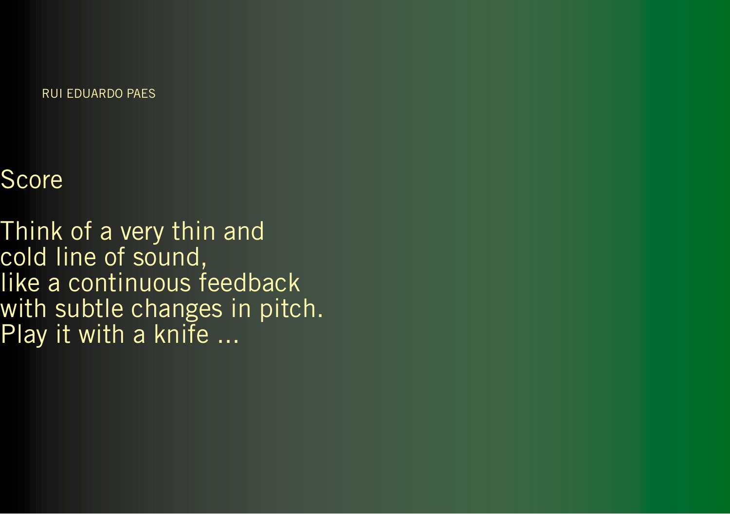RUI EDUARDO PAES

# Score

Think of a very thin and
cold line of sound,
like a continuous feedback
with subtle changes in pitch.
Play it with a knife ...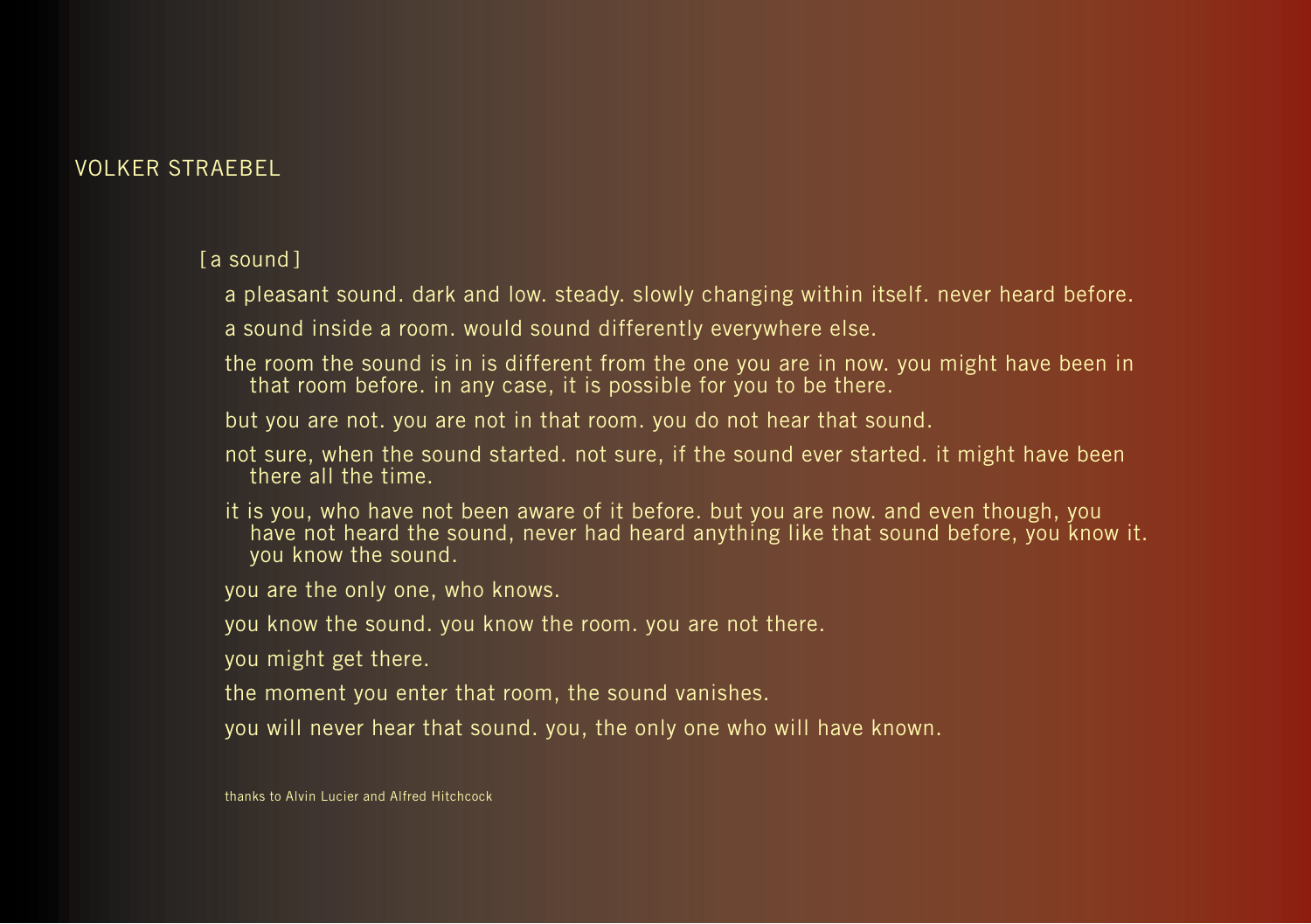VOLKER STRAEBEL

[a sound]

a pleasant sound. dark and low. steady. slowly changing within itself. never heard before.

a sound inside a room. would sound differently everywhere else.

the room the sound is in is different from the one you are in now. you might have been in that room before. in any case, it is possible for you to be there.

but you are not. you are not in that room. you do not hear that sound.

not sure, when the sound started. not sure, if the sound ever started. it might have been there all the time.

it is you, who have not been aware of it before. but you are now. and even though, you have not heard the sound, never had heard anything like that sound before, you know it. you know the sound.

you are the only one, who knows.

you know the sound. you know the room. you are not there.

you might get there.

the moment you enter that room, the sound vanishes.

you will never hear that sound. you, the only one who will have known.

thanks to Alvin Lucier and Alfred Hitchcock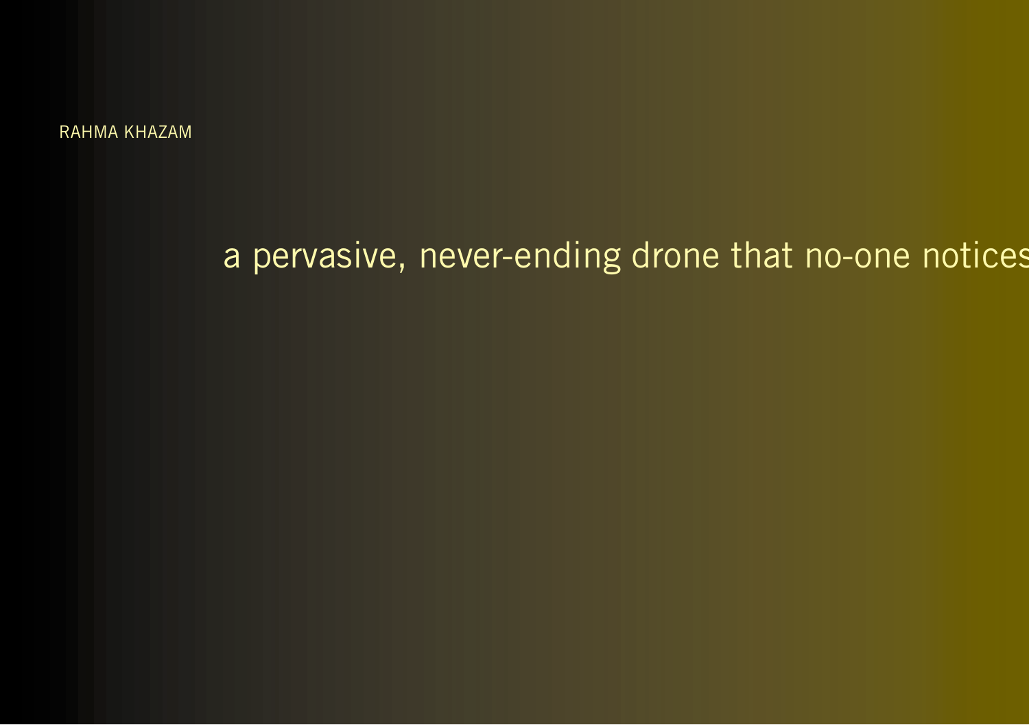RAHMA KHAZAM

a pervasive, never-ending drone that no-one notices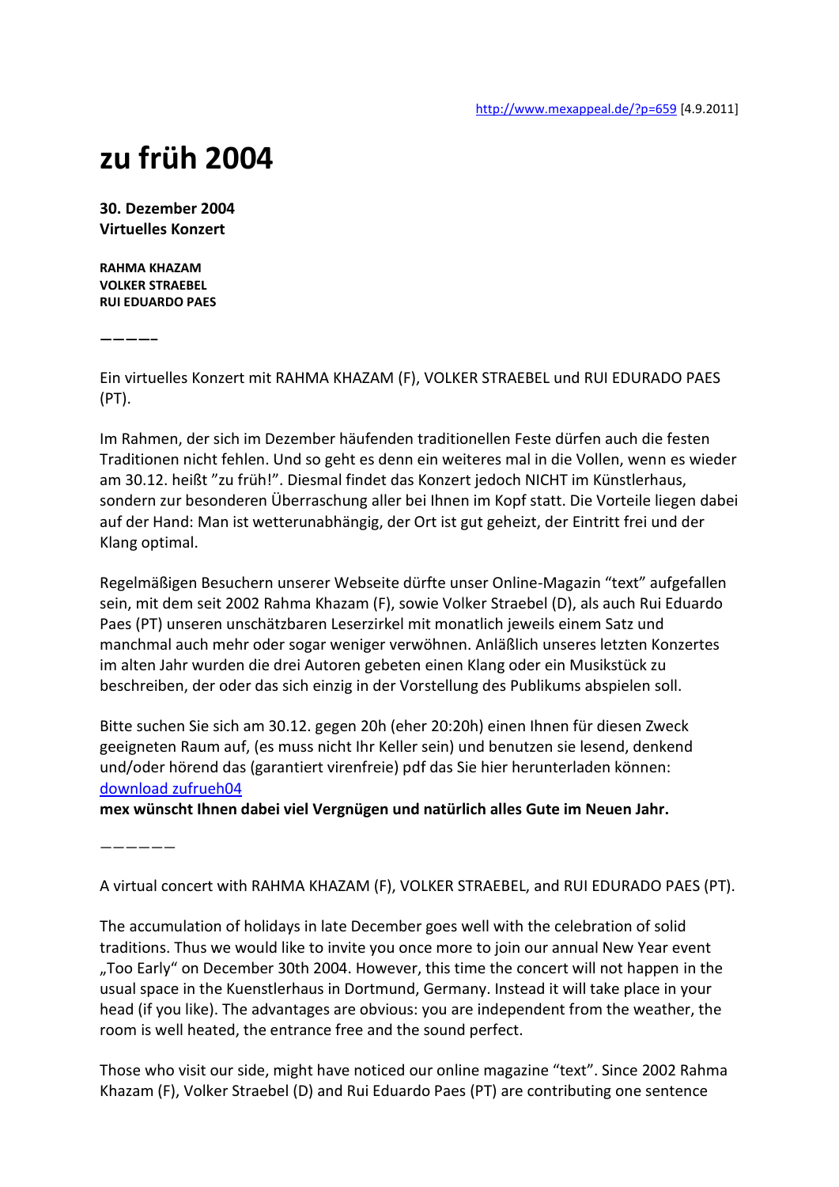http://www.mexappeal.de/?p=659 [4.9.2011]

# zu früh 2004

**30. Dezember 2004**
**Virtuelles Konzert**

**RAHMA KHAZAM**
**VOLKER STRAEBEL**
**RUI EDUARDO PAES**

**————**

Ein virtuelles Konzert mit RAHMA KHAZAM (F), VOLKER STRAEBEL und RUI EDURADO PAES (PT).

Im Rahmen, der sich im Dezember häufenden traditionellen Feste dürfen auch die festen Traditionen nicht fehlen. Und so geht es denn ein weiteres mal in die Vollen, wenn es wieder am 30.12. heißt "zu früh!". Diesmal findet das Konzert jedoch NICHT im Künstlerhaus, sondern zur besonderen Überraschung aller bei Ihnen im Kopf statt. Die Vorteile liegen dabei auf der Hand: Man ist wetterunabhängig, der Ort ist gut geheizt, der Eintritt frei und der Klang optimal.

Regelmäßigen Besuchern unserer Webseite dürfte unser Online-Magazin "text" aufgefallen sein, mit dem seit 2002 Rahma Khazam (F), sowie Volker Straebel (D), als auch Rui Eduardo Paes (PT) unseren unschätzbaren Leserzirkel mit monatlich jeweils einem Satz und manchmal auch mehr oder sogar weniger verwöhnen. Anläßlich unseres letzten Konzertes im alten Jahr wurden die drei Autoren gebeten einen Klang oder ein Musikstück zu beschreiben, der oder das sich einzig in der Vorstellung des Publikums abspielen soll.

Bitte suchen Sie sich am 30.12. gegen 20h (eher 20:20h) einen Ihnen für diesen Zweck geeigneten Raum auf, (es muss nicht Ihr Keller sein) und benutzen sie lesend, denkend und/oder hörend das (garantiert virenfreie) pdf das Sie hier herunterladen können: download zufrueh04
**mex wünscht Ihnen dabei viel Vergnügen und natürlich alles Gute im Neuen Jahr.**

——————

A virtual concert with RAHMA KHAZAM (F), VOLKER STRAEBEL, and RUI EDURADO PAES (PT).

The accumulation of holidays in late December goes well with the celebration of solid traditions. Thus we would like to invite you once more to join our annual New Year event „Too Early" on December 30th 2004. However, this time the concert will not happen in the usual space in the Kuenstlerhaus in Dortmund, Germany. Instead it will take place in your head (if you like). The advantages are obvious: you are independent from the weather, the room is well heated, the entrance free and the sound perfect.

Those who visit our side, might have noticed our online magazine "text". Since 2002 Rahma Khazam (F), Volker Straebel (D) and Rui Eduardo Paes (PT) are contributing one sentence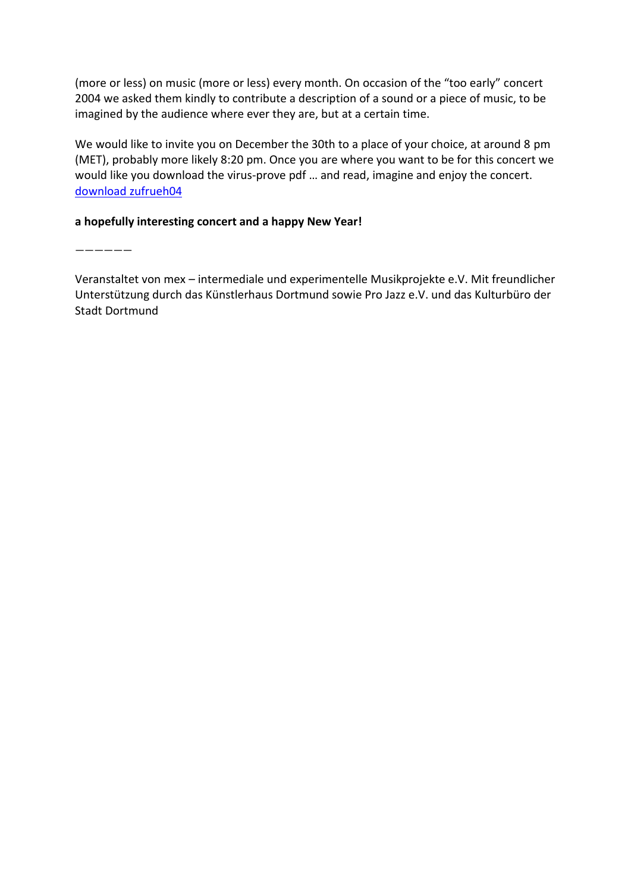(more or less) on music (more or less) every month. On occasion of the “too early” concert 2004 we asked them kindly to contribute a description of a sound or a piece of music, to be imagined by the audience where ever they are, but at a certain time.

We would like to invite you on December the 30th to a place of your choice, at around 8 pm (MET), probably more likely 8:20 pm. Once you are where you want to be for this concert we would like you download the virus-prove pdf … and read, imagine and enjoy the concert. download zufrueh04

**a hopefully interesting concert and a happy New Year!**

——————

Veranstaltet von mex – intermediale und experimentelle Musikprojekte e.V. Mit freundlicher Unterstützung durch das Künstlerhaus Dortmund sowie Pro Jazz e.V. und das Kulturbüro der Stadt Dortmund